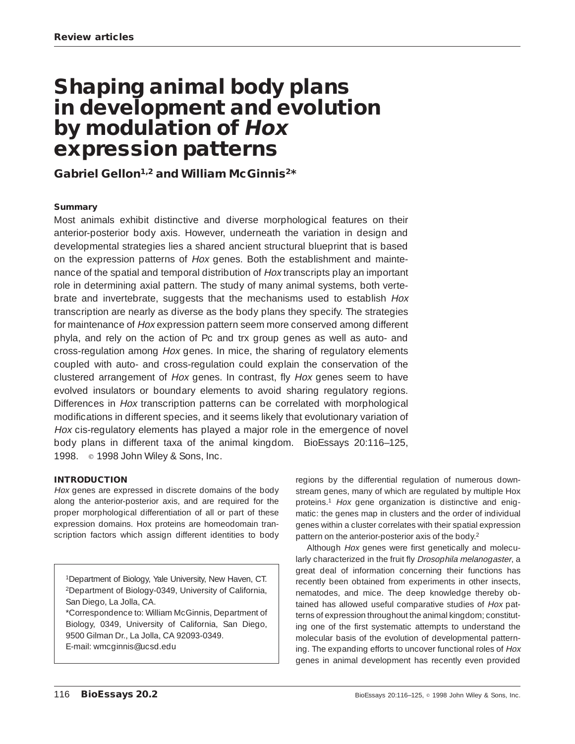# Shaping animal body plans in development and evolution by modulation of *Hox* expression patterns

**Gabriel Gellon[1,2] and William McGinnis[2]***

### Summary

Most animals exhibit distinctive and diverse morphological features on their anterior-posterior body axis. However, underneath the variation in design and developmental strategies lies a shared ancient structural blueprint that is based on the expression patterns of *Hox* genes. Both the establishment and maintenance of the spatial and temporal distribution of *Hox* transcripts play an important role in determining axial pattern. The study of many animal systems, both vertebrate and invertebrate, suggests that the mechanisms used to establish *Hox* transcription are nearly as diverse as the body plans they specify. The strategies for maintenance of *Hox* expression pattern seem more conserved among different phyla, and rely on the action of Pc and trx group genes as well as auto- and cross-regulation among *Hox* genes. In mice, the sharing of regulatory elements coupled with auto- and cross-regulation could explain the conservation of the clustered arrangement of *Hox* genes. In contrast, fly *Hox* genes seem to have evolved insulators or boundary elements to avoid sharing regulatory regions. Differences in *Hox* transcription patterns can be correlated with morphological modifications in different species, and it seems likely that evolutionary variation of *Hox* cis-regulatory elements has played a major role in the emergence of novel body plans in different taxa of the animal kingdom. BioEssays 20:116–125, 1998. © 1998 John Wiley & Sons, Inc.

### INTRODUCTION

*Hox* genes are expressed in discrete domains of the body along the anterior-posterior axis, and are required for the proper morphological differentiation of all or part of these expression domains. Hox proteins are homeodomain transcription factors which assign different identities to body regions by the differential regulation of numerous downstream genes, many of which are regulated by multiple Hox proteins.[1] *Hox* gene organization is distinctive and enigmatic: the genes map in clusters and the order of individual genes within a cluster correlates with their spatial expression pattern on the anterior-posterior axis of the body.[2]

Although *Hox* genes were first genetically and molecularly characterized in the fruit fly *Drosophila melanogaster*, a great deal of information concerning their functions has recently been obtained from experiments in other insects, nematodes, and mice. The deep knowledge thereby obtained has allowed useful comparative studies of *Hox* patterns of expression throughout the animal kingdom; constituting one of the first systematic attempts to understand the molecular basis of the evolution of developmental patterning. The expanding efforts to uncover functional roles of *Hox* genes in animal development has recently even provided

[1]Department of Biology, Yale University, New Haven, CT.
[2]Department of Biology-0349, University of California, San Diego, La Jolla, CA.
*Correspondence to: William McGinnis, Department of Biology, 0349, University of California, San Diego, 9500 Gilman Dr., La Jolla, CA 92093-0349.
E-mail: wmcginnis@ucsd.edu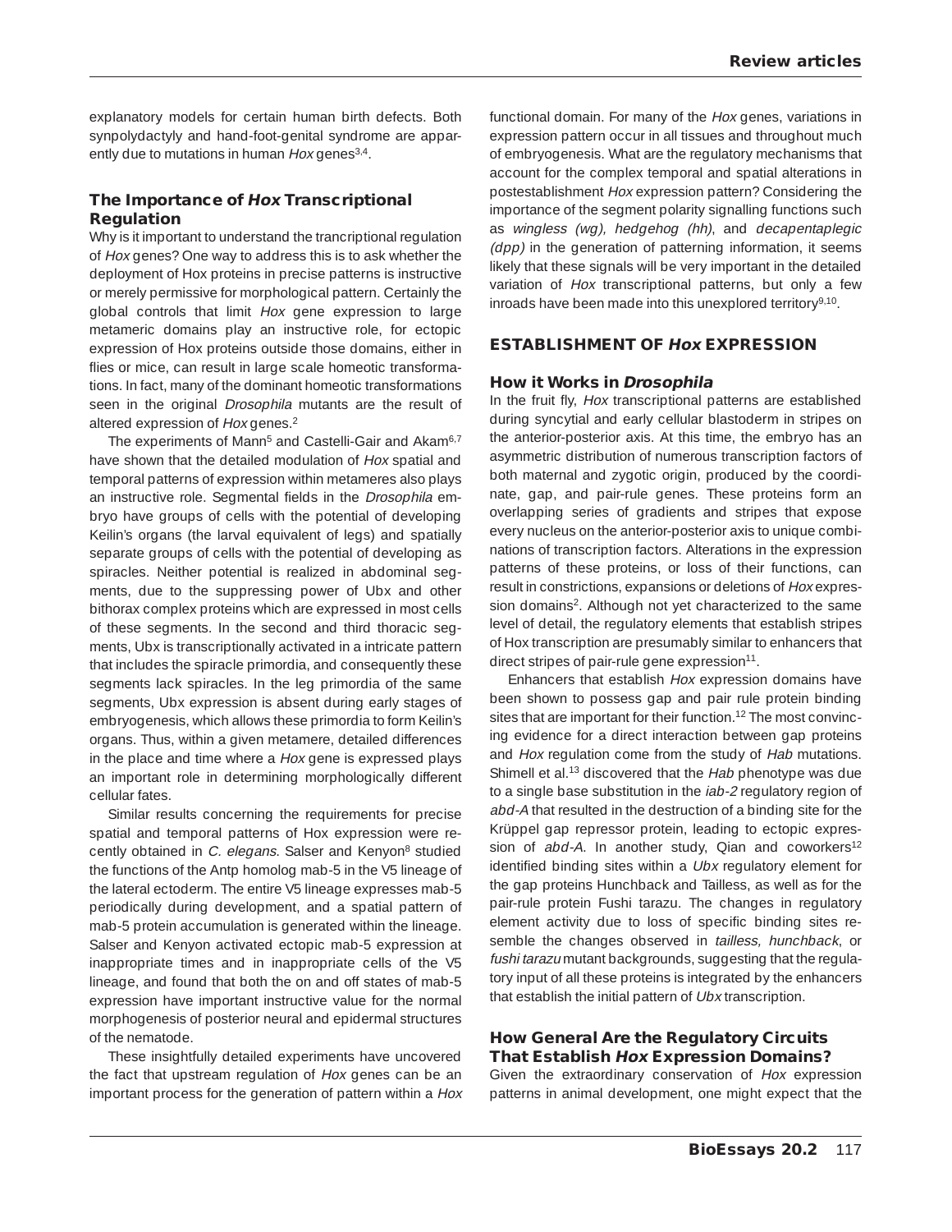explanatory models for certain human birth defects. Both synpolydactyly and hand-foot-genital syndrome are apparently due to mutations in human *Hox* genes[3,4].

## The Importance of *Hox* Transcriptional Regulation

Why is it important to understand the trancriptional regulation of *Hox* genes? One way to address this is to ask whether the deployment of Hox proteins in precise patterns is instructive or merely permissive for morphological pattern. Certainly the global controls that limit *Hox* gene expression to large metameric domains play an instructive role, for ectopic expression of Hox proteins outside those domains, either in flies or mice, can result in large scale homeotic transformations. In fact, many of the dominant homeotic transformations seen in the original *Drosophila* mutants are the result of altered expression of *Hox* genes.[2]

The experiments of Mann[5] and Castelli-Gair and Akam[6,7] have shown that the detailed modulation of *Hox* spatial and temporal patterns of expression within metameres also plays an instructive role. Segmental fields in the *Drosophila* embryo have groups of cells with the potential of developing Keilin's organs (the larval equivalent of legs) and spatially separate groups of cells with the potential of developing as spiracles. Neither potential is realized in abdominal segments, due to the suppressing power of Ubx and other bithorax complex proteins which are expressed in most cells of these segments. In the second and third thoracic segments, Ubx is transcriptionally activated in a intricate pattern that includes the spiracle primordia, and consequently these segments lack spiracles. In the leg primordia of the same segments, Ubx expression is absent during early stages of embryogenesis, which allows these primordia to form Keilin's organs. Thus, within a given metamere, detailed differences in the place and time where a *Hox* gene is expressed plays an important role in determining morphologically different cellular fates.

Similar results concerning the requirements for precise spatial and temporal patterns of Hox expression were recently obtained in *C. elegans*. Salser and Kenyon[8] studied the functions of the Antp homolog mab-5 in the V5 lineage of the lateral ectoderm. The entire V5 lineage expresses mab-5 periodically during development, and a spatial pattern of mab-5 protein accumulation is generated within the lineage. Salser and Kenyon activated ectopic mab-5 expression at inappropriate times and in inappropriate cells of the V5 lineage, and found that both the on and off states of mab-5 expression have important instructive value for the normal morphogenesis of posterior neural and epidermal structures of the nematode.

These insightfully detailed experiments have uncovered the fact that upstream regulation of *Hox* genes can be an important process for the generation of pattern within a *Hox* functional domain. For many of the *Hox* genes, variations in expression pattern occur in all tissues and throughout much of embryogenesis. What are the regulatory mechanisms that account for the complex temporal and spatial alterations in postestablishment *Hox* expression pattern? Considering the importance of the segment polarity signalling functions such as *wingless (wg), hedgehog (hh)*, and *decapentaplegic (dpp)* in the generation of patterning information, it seems likely that these signals will be very important in the detailed variation of *Hox* transcriptional patterns, but only a few inroads have been made into this unexplored territory[9,10].

## ESTABLISHMENT OF *Hox* EXPRESSION

### How it Works in *Drosophila*

In the fruit fly, *Hox* transcriptional patterns are established during syncytial and early cellular blastoderm in stripes on the anterior-posterior axis. At this time, the embryo has an asymmetric distribution of numerous transcription factors of both maternal and zygotic origin, produced by the coordinate, gap, and pair-rule genes. These proteins form an overlapping series of gradients and stripes that expose every nucleus on the anterior-posterior axis to unique combinations of transcription factors. Alterations in the expression patterns of these proteins, or loss of their functions, can result in constrictions, expansions or deletions of *Hox* expression domains[2]. Although not yet characterized to the same level of detail, the regulatory elements that establish stripes of Hox transcription are presumably similar to enhancers that direct stripes of pair-rule gene expression[11].

Enhancers that establish *Hox* expression domains have been shown to possess gap and pair rule protein binding sites that are important for their function.[12] The most convincing evidence for a direct interaction between gap proteins and *Hox* regulation come from the study of *Hab* mutations. Shimell et al.[13] discovered that the *Hab* phenotype was due to a single base substitution in the *iab-2* regulatory region of *abd-A* that resulted in the destruction of a binding site for the Krüppel gap repressor protein, leading to ectopic expression of *abd-A*. In another study, Qian and coworkers[12] identified binding sites within a *Ubx* regulatory element for the gap proteins Hunchback and Tailless, as well as for the pair-rule protein Fushi tarazu. The changes in regulatory element activity due to loss of specific binding sites resemble the changes observed in *tailless, hunchback*, or *fushi tarazu* mutant backgrounds, suggesting that the regulatory input of all these proteins is integrated by the enhancers that establish the initial pattern of *Ubx* transcription.

### How General Are the Regulatory Circuits That Establish *Hox* Expression Domains?

Given the extraordinary conservation of *Hox* expression patterns in animal development, one might expect that the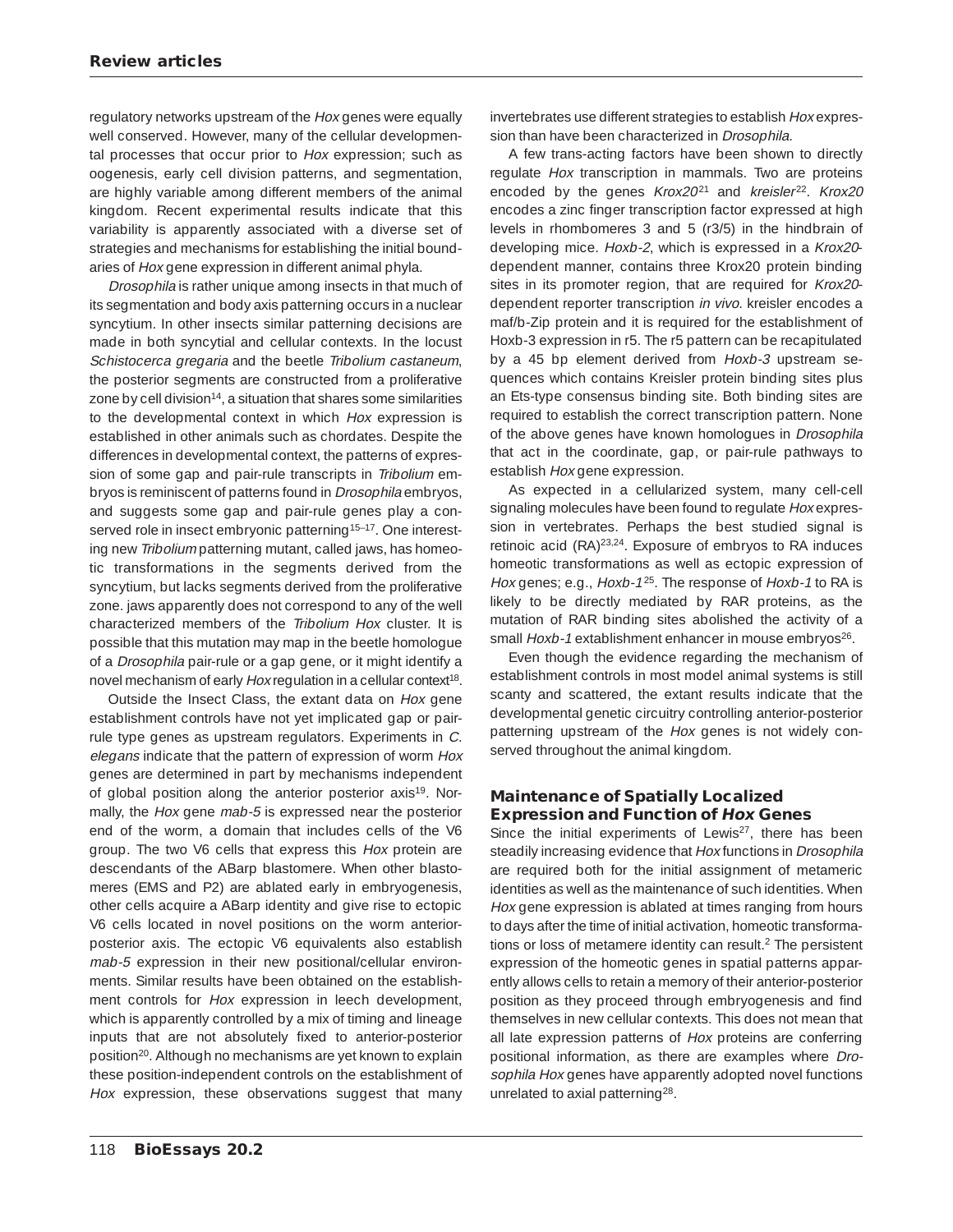regulatory networks upstream of the *Hox* genes were equally well conserved. However, many of the cellular developmental processes that occur prior to *Hox* expression; such as oogenesis, early cell division patterns, and segmentation, are highly variable among different members of the animal kingdom. Recent experimental results indicate that this variability is apparently associated with a diverse set of strategies and mechanisms for establishing the initial boundaries of *Hox* gene expression in different animal phyla.

*Drosophila* is rather unique among insects in that much of its segmentation and body axis patterning occurs in a nuclear syncytium. In other insects similar patterning decisions are made in both syncytial and cellular contexts. In the locust *Schistocerca gregaria* and the beetle *Tribolium castaneum*, the posterior segments are constructed from a proliferative zone by cell division[14], a situation that shares some similarities to the developmental context in which *Hox* expression is established in other animals such as chordates. Despite the differences in developmental context, the patterns of expression of some gap and pair-rule transcripts in *Tribolium* embryos is reminiscent of patterns found in *Drosophila* embryos, and suggests some gap and pair-rule genes play a conserved role in insect embryonic patterning[15–17]. One interesting new *Tribolium* patterning mutant, called jaws, has homeotic transformations in the segments derived from the syncytium, but lacks segments derived from the proliferative zone. jaws apparently does not correspond to any of the well characterized members of the *Tribolium Hox* cluster. It is possible that this mutation may map in the beetle homologue of a *Drosophila* pair-rule or a gap gene, or it might identify a novel mechanism of early *Hox* regulation in a cellular context[18].

Outside the Insect Class, the extant data on *Hox* gene establishment controls have not yet implicated gap or pair-rule type genes as upstream regulators. Experiments in *C. elegans* indicate that the pattern of expression of worm *Hox* genes are determined in part by mechanisms independent of global position along the anterior posterior axis[19]. Normally, the *Hox* gene *mab-5* is expressed near the posterior end of the worm, a domain that includes cells of the V6 group. The two V6 cells that express this *Hox* protein are descendants of the ABarp blastomere. When other blastomeres (EMS and P2) are ablated early in embryogenesis, other cells acquire a ABarp identity and give rise to ectopic V6 cells located in novel positions on the worm anterior-posterior axis. The ectopic V6 equivalents also establish *mab-5* expression in their new positional/cellular environments. Similar results have been obtained on the establishment controls for *Hox* expression in leech development, which is apparently controlled by a mix of timing and lineage inputs that are not absolutely fixed to anterior-posterior position[20]. Although no mechanisms are yet known to explain these position-independent controls on the establishment of *Hox* expression, these observations suggest that many invertebrates use different strategies to establish *Hox* expression than have been characterized in *Drosophila.*

A few trans-acting factors have been shown to directly regulate *Hox* transcription in mammals. Two are proteins encoded by the genes *Krox20*[21] and *kreisler*[22]. *Krox20* encodes a zinc finger transcription factor expressed at high levels in rhombomeres 3 and 5 (r3/5) in the hindbrain of developing mice. *Hoxb-2*, which is expressed in a *Krox20*-dependent manner, contains three Krox20 protein binding sites in its promoter region, that are required for *Krox20*-dependent reporter transcription *in vivo.* kreisler encodes a maf/b-Zip protein and it is required for the establishment of Hoxb-3 expression in r5. The r5 pattern can be recapitulated by a 45 bp element derived from *Hoxb-3* upstream sequences which contains Kreisler protein binding sites plus an Ets-type consensus binding site. Both binding sites are required to establish the correct transcription pattern. None of the above genes have known homologues in *Drosophila* that act in the coordinate, gap, or pair-rule pathways to establish *Hox* gene expression.

As expected in a cellularized system, many cell-cell signaling molecules have been found to regulate *Hox* expression in vertebrates. Perhaps the best studied signal is retinoic acid (RA)[23,24]. Exposure of embryos to RA induces homeotic transformations as well as ectopic expression of *Hox* genes; e.g., *Hoxb-1*[25]. The response of *Hoxb-1* to RA is likely to be directly mediated by RAR proteins, as the mutation of RAR binding sites abolished the activity of a small *Hoxb-1* extablishment enhancer in mouse embryos[26].

Even though the evidence regarding the mechanism of establishment controls in most model animal systems is still scanty and scattered, the extant results indicate that the developmental genetic circuitry controlling anterior-posterior patterning upstream of the *Hox* genes is not widely conserved throughout the animal kingdom.

## Maintenance of Spatially Localized Expression and Function of *Hox* Genes

Since the initial experiments of Lewis[27], there has been steadily increasing evidence that *Hox* functions in *Drosophila* are required both for the initial assignment of metameric identities as well as the maintenance of such identities. When *Hox* gene expression is ablated at times ranging from hours to days after the time of initial activation, homeotic transformations or loss of metamere identity can result.[2] The persistent expression of the homeotic genes in spatial patterns apparently allows cells to retain a memory of their anterior-posterior position as they proceed through embryogenesis and find themselves in new cellular contexts. This does not mean that all late expression patterns of *Hox* proteins are conferring positional information, as there are examples where *Drosophila Hox* genes have apparently adopted novel functions unrelated to axial patterning[28].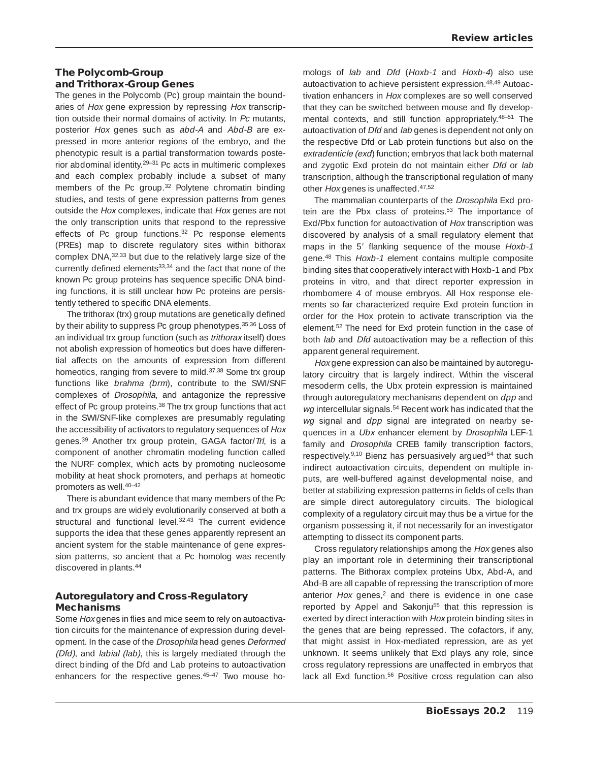## The Polycomb-Group and Trithorax-Group Genes

The genes in the Polycomb (Pc) group maintain the boundaries of *Hox* gene expression by repressing *Hox* transcription outside their normal domains of activity. In *Pc* mutants, posterior *Hox* genes such as *abd-A* and *Abd-B* are expressed in more anterior regions of the embryo, and the phenotypic result is a partial transformation towards posterior abdominal identity.[29–31] Pc acts in multimeric complexes and each complex probably include a subset of many members of the Pc group.[32] Polytene chromatin binding studies, and tests of gene expression patterns from genes outside the *Hox* complexes, indicate that *Hox* genes are not the only transcription units that respond to the repressive effects of Pc group functions.[32] Pc response elements (PREs) map to discrete regulatory sites within bithorax complex DNA,[32,33] but due to the relatively large size of the currently defined elements[33,34] and the fact that none of the known Pc group proteins has sequence specific DNA binding functions, it is still unclear how Pc proteins are persistently tethered to specific DNA elements.

The trithorax (trx) group mutations are genetically defined by their ability to suppress Pc group phenotypes.[35,36] Loss of an individual trx group function (such as *trithorax* itself) does not abolish expression of homeotics but does have differential affects on the amounts of expression from different homeotics, ranging from severe to mild.[37,38] Some trx group functions like *brahma (brm*), contribute to the SWI/SNF complexes of *Drosophila*, and antagonize the repressive effect of Pc group proteins.[38] The trx group functions that act in the SWI/SNF-like complexes are presumably regulating the accessibility of activators to regulatory sequences of *Hox* genes.[39] Another trx group protein, GAGA factor/*Trl*, is a component of another chromatin modeling function called the NURF complex, which acts by promoting nucleosome mobility at heat shock promoters, and perhaps at homeotic promoters as well.[40–42]

There is abundant evidence that many members of the Pc and trx groups are widely evolutionarily conserved at both a structural and functional level.[32,43] The current evidence supports the idea that these genes apparently represent an ancient system for the stable maintenance of gene expression patterns, so ancient that a Pc homolog was recently discovered in plants.[44]

## Autoregulatory and Cross-Regulatory Mechanisms

Some *Hox* genes in flies and mice seem to rely on autoactivation circuits for the maintenance of expression during development. In the case of the *Drosophila* head genes *Deformed (Dfd)*, and *labial (lab)*, this is largely mediated through the direct binding of the Dfd and Lab proteins to autoactivation enhancers for the respective genes.[45–47] Two mouse homologs of *lab* and *Dfd* (*Hoxb-1* and *Hoxb-4*) also use autoactivation to achieve persistent expression.[48,49] Autoactivation enhancers in *Hox* complexes are so well conserved that they can be switched between mouse and fly developmental contexts, and still function appropriately.[48–51] The autoactivation of *Dfd* and *lab* genes is dependent not only on the respective Dfd or Lab protein functions but also on the *extradenticle (exd*) function; embryos that lack both maternal and zygotic Exd protein do not maintain either *Dfd* or *lab* transcription, although the transcriptional regulation of many other *Hox* genes is unaffected.[47,52]

The mammalian counterparts of the *Drosophila* Exd protein are the Pbx class of proteins.[53] The importance of Exd/Pbx function for autoactivation of *Hox* transcription was discovered by analysis of a small regulatory element that maps in the 5′ flanking sequence of the mouse *Hoxb-1* gene.[48] This *Hoxb-1* element contains multiple composite binding sites that cooperatively interact with Hoxb-1 and Pbx proteins in vitro, and that direct reporter expression in rhombomere 4 of mouse embryos. All Hox response elements so far characterized require Exd protein function in order for the Hox protein to activate transcription via the element.[52] The need for Exd protein function in the case of both *lab* and *Dfd* autoactivation may be a reflection of this apparent general requirement.

*Hox* gene expression can also be maintained by autoregulatory circuitry that is largely indirect. Within the visceral mesoderm cells, the Ubx protein expression is maintained through autoregulatory mechanisms dependent on *dpp* and *wg* intercellular signals.[54] Recent work has indicated that the *wg* signal and *dpp* signal are integrated on nearby sequences in a *Ubx* enhancer element by *Drosophila* LEF-1 family and *Drosophila* CREB family transcription factors, respectively.[9,10] Bienz has persuasively argued[54] that such indirect autoactivation circuits, dependent on multiple inputs, are well-buffered against developmental noise, and better at stabilizing expression patterns in fields of cells than are simple direct autoregulatory circuits. The biological complexity of a regulatory circuit may thus be a virtue for the organism possessing it, if not necessarily for an investigator attempting to dissect its component parts.

Cross regulatory relationships among the *Hox* genes also play an important role in determining their transcriptional patterns. The Bithorax complex proteins Ubx, Abd-A, and Abd-B are all capable of repressing the transcription of more anterior *Hox* genes,[2] and there is evidence in one case reported by Appel and Sakonju[55] that this repression is exerted by direct interaction with *Hox* protein binding sites in the genes that are being repressed. The cofactors, if any, that might assist in Hox-mediated repression, are as yet unknown. It seems unlikely that Exd plays any role, since cross regulatory repressions are unaffected in embryos that lack all Exd function.[56] Positive cross regulation can also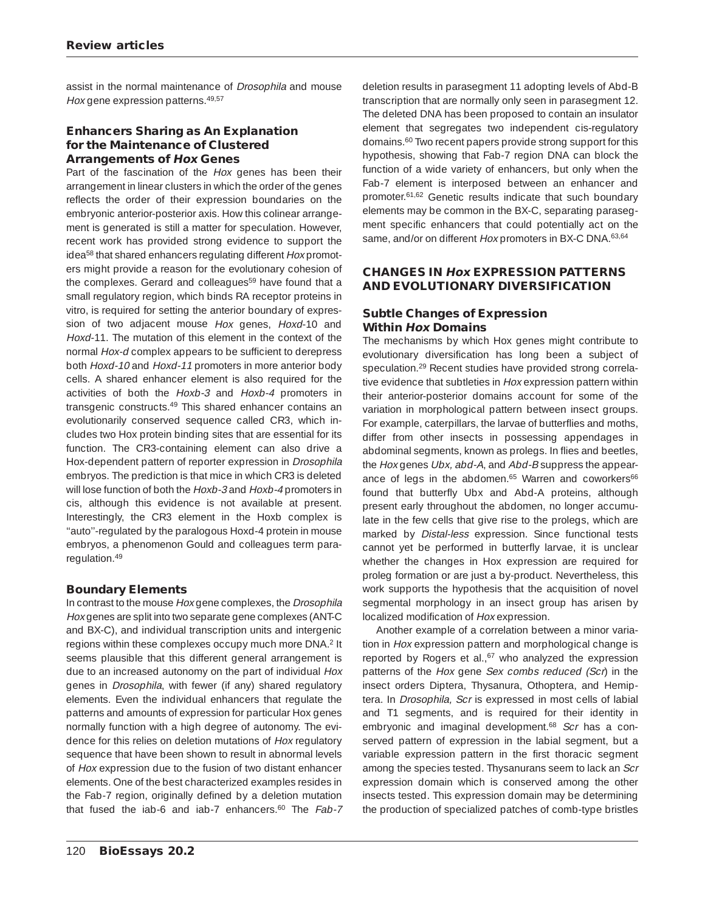assist in the normal maintenance of *Drosophila* and mouse *Hox* gene expression patterns.[49,57]

### Enhancers Sharing as An Explanation for the Maintenance of Clustered Arrangements of *Hox* Genes

Part of the fascination of the *Hox* genes has been their arrangement in linear clusters in which the order of the genes reflects the order of their expression boundaries on the embryonic anterior-posterior axis. How this colinear arrangement is generated is still a matter for speculation. However, recent work has provided strong evidence to support the idea[58] that shared enhancers regulating different *Hox* promoters might provide a reason for the evolutionary cohesion of the complexes. Gerard and colleagues[59] have found that a small regulatory region, which binds RA receptor proteins in vitro, is required for setting the anterior boundary of expression of two adjacent mouse *Hox* genes, *Hoxd*-10 and *Hoxd*-11. The mutation of this element in the context of the normal *Hox-d* complex appears to be sufficient to derepress both *Hoxd-10* and *Hoxd-11* promoters in more anterior body cells. A shared enhancer element is also required for the activities of both the *Hoxb-3* and *Hoxb-4* promoters in transgenic constructs.[49] This shared enhancer contains an evolutionarily conserved sequence called CR3, which includes two Hox protein binding sites that are essential for its function. The CR3-containing element can also drive a Hox-dependent pattern of reporter expression in *Drosophila* embryos. The prediction is that mice in which CR3 is deleted will lose function of both the *Hoxb-3* and *Hoxb-4* promoters in cis, although this evidence is not available at present. Interestingly, the CR3 element in the Hoxb complex is "auto"-regulated by the paralogous Hoxd-4 protein in mouse embryos, a phenomenon Gould and colleagues term pararegulation.[49]

### Boundary Elements

In contrast to the mouse *Hox* gene complexes, the *Drosophila Hox* genes are split into two separate gene complexes (ANT-C and BX-C), and individual transcription units and intergenic regions within these complexes occupy much more DNA.[2] It seems plausible that this different general arrangement is due to an increased autonomy on the part of individual *Hox* genes in *Drosophila*, with fewer (if any) shared regulatory elements. Even the individual enhancers that regulate the patterns and amounts of expression for particular Hox genes normally function with a high degree of autonomy. The evidence for this relies on deletion mutations of *Hox* regulatory sequence that have been shown to result in abnormal levels of *Hox* expression due to the fusion of two distant enhancer elements. One of the best characterized examples resides in the Fab-7 region, originally defined by a deletion mutation that fused the iab-6 and iab-7 enhancers.[60] The *Fab-7* deletion results in parasegment 11 adopting levels of Abd-B transcription that are normally only seen in parasegment 12. The deleted DNA has been proposed to contain an insulator element that segregates two independent cis-regulatory domains.[60] Two recent papers provide strong support for this hypothesis, showing that Fab-7 region DNA can block the function of a wide variety of enhancers, but only when the Fab-7 element is interposed between an enhancer and promoter.[61,62] Genetic results indicate that such boundary elements may be common in the BX-C, separating parasegment specific enhancers that could potentially act on the same, and/or on different *Hox* promoters in BX-C DNA.[63,64]

## CHANGES IN *Hox* EXPRESSION PATTERNS AND EVOLUTIONARY DIVERSIFICATION

### Subtle Changes of Expression Within *Hox* Domains

The mechanisms by which Hox genes might contribute to evolutionary diversification has long been a subject of speculation.[29] Recent studies have provided strong correlative evidence that subtleties in *Hox* expression pattern within their anterior-posterior domains account for some of the variation in morphological pattern between insect groups. For example, caterpillars, the larvae of butterflies and moths, differ from other insects in possessing appendages in abdominal segments, known as prolegs. In flies and beetles, the *Hox* genes *Ubx, abd-A*, and *Abd-B* suppress the appearance of legs in the abdomen.[65] Warren and coworkers[66] found that butterfly Ubx and Abd-A proteins, although present early throughout the abdomen, no longer accumulate in the few cells that give rise to the prolegs, which are marked by *Distal-less* expression. Since functional tests cannot yet be performed in butterfly larvae, it is unclear whether the changes in Hox expression are required for proleg formation or are just a by-product. Nevertheless, this work supports the hypothesis that the acquisition of novel segmental morphology in an insect group has arisen by localized modification of *Hox* expression.

Another example of a correlation between a minor variation in *Hox* expression pattern and morphological change is reported by Rogers et al.,[67] who analyzed the expression patterns of the *Hox* gene *Sex combs reduced (Scr*) in the insect orders Diptera, Thysanura, Othoptera, and Hemiptera. In *Drosophila, Scr* is expressed in most cells of labial and T1 segments, and is required for their identity in embryonic and imaginal development.[68] *Scr* has a conserved pattern of expression in the labial segment, but a variable expression pattern in the first thoracic segment among the species tested. Thysanurans seem to lack an *Scr* expression domain which is conserved among the other insects tested. This expression domain may be determining the production of specialized patches of comb-type bristles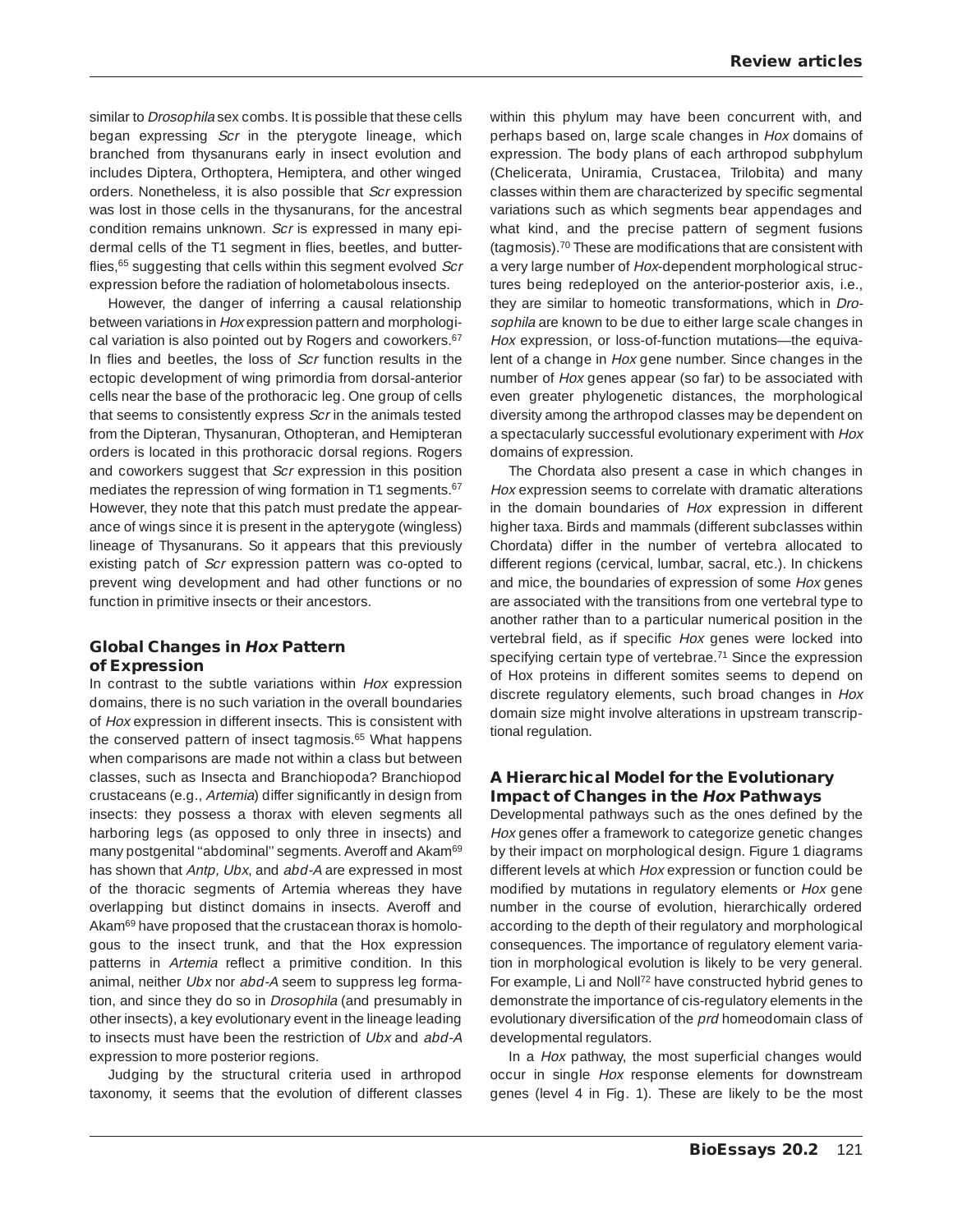similar to *Drosophila* sex combs. It is possible that these cells began expressing *Scr* in the pterygote lineage, which branched from thysanurans early in insect evolution and includes Diptera, Orthoptera, Hemiptera, and other winged orders. Nonetheless, it is also possible that *Scr* expression was lost in those cells in the thysanurans, for the ancestral condition remains unknown. *Scr* is expressed in many epidermal cells of the T1 segment in flies, beetles, and butterflies,[65] suggesting that cells within this segment evolved *Scr* expression before the radiation of holometabolous insects.

However, the danger of inferring a causal relationship between variations in *Hox* expression pattern and morphological variation is also pointed out by Rogers and coworkers.[67] In flies and beetles, the loss of *Scr* function results in the ectopic development of wing primordia from dorsal-anterior cells near the base of the prothoracic leg. One group of cells that seems to consistently express *Scr* in the animals tested from the Dipteran, Thysanuran, Othopteran, and Hemipteran orders is located in this prothoracic dorsal regions. Rogers and coworkers suggest that *Scr* expression in this position mediates the repression of wing formation in T1 segments.[67] However, they note that this patch must predate the appearance of wings since it is present in the apterygote (wingless) lineage of Thysanurans. So it appears that this previously existing patch of *Scr* expression pattern was co-opted to prevent wing development and had other functions or no function in primitive insects or their ancestors.

## Global Changes in *Hox* Pattern of Expression

In contrast to the subtle variations within *Hox* expression domains, there is no such variation in the overall boundaries of *Hox* expression in different insects. This is consistent with the conserved pattern of insect tagmosis.[65] What happens when comparisons are made not within a class but between classes, such as Insecta and Branchiopoda? Branchiopod crustaceans (e.g., *Artemia*) differ significantly in design from insects: they possess a thorax with eleven segments all harboring legs (as opposed to only three in insects) and many postgenital "abdominal" segments. Averoff and Akam[69] has shown that *Antp, Ubx*, and *abd-A* are expressed in most of the thoracic segments of Artemia whereas they have overlapping but distinct domains in insects. Averoff and Akam[69] have proposed that the crustacean thorax is homologous to the insect trunk, and that the Hox expression patterns in *Artemia* reflect a primitive condition. In this animal, neither *Ubx* nor *abd-A* seem to suppress leg formation, and since they do so in *Drosophila* (and presumably in other insects), a key evolutionary event in the lineage leading to insects must have been the restriction of *Ubx* and *abd-A* expression to more posterior regions.

Judging by the structural criteria used in arthropod taxonomy, it seems that the evolution of different classes within this phylum may have been concurrent with, and perhaps based on, large scale changes in *Hox* domains of expression. The body plans of each arthropod subphylum (Chelicerata, Uniramia, Crustacea, Trilobita) and many classes within them are characterized by specific segmental variations such as which segments bear appendages and what kind, and the precise pattern of segment fusions (tagmosis).[70] These are modifications that are consistent with a very large number of *Hox*-dependent morphological structures being redeployed on the anterior-posterior axis, i.e., they are similar to homeotic transformations, which in *Drosophila* are known to be due to either large scale changes in *Hox* expression, or loss-of-function mutations—the equivalent of a change in *Hox* gene number. Since changes in the number of *Hox* genes appear (so far) to be associated with even greater phylogenetic distances, the morphological diversity among the arthropod classes may be dependent on a spectacularly successful evolutionary experiment with *Hox* domains of expression.

The Chordata also present a case in which changes in *Hox* expression seems to correlate with dramatic alterations in the domain boundaries of *Hox* expression in different higher taxa. Birds and mammals (different subclasses within Chordata) differ in the number of vertebra allocated to different regions (cervical, lumbar, sacral, etc.). In chickens and mice, the boundaries of expression of some *Hox* genes are associated with the transitions from one vertebral type to another rather than to a particular numerical position in the vertebral field, as if specific *Hox* genes were locked into specifying certain type of vertebrae.[71] Since the expression of Hox proteins in different somites seems to depend on discrete regulatory elements, such broad changes in *Hox* domain size might involve alterations in upstream transcriptional regulation.

## A Hierarchical Model for the Evolutionary Impact of Changes in the *Hox* Pathways

Developmental pathways such as the ones defined by the *Hox* genes offer a framework to categorize genetic changes by their impact on morphological design. Figure 1 diagrams different levels at which *Hox* expression or function could be modified by mutations in regulatory elements or *Hox* gene number in the course of evolution, hierarchically ordered according to the depth of their regulatory and morphological consequences. The importance of regulatory element variation in morphological evolution is likely to be very general. For example, Li and Noll[72] have constructed hybrid genes to demonstrate the importance of cis-regulatory elements in the evolutionary diversification of the *prd* homeodomain class of developmental regulators.

In a *Hox* pathway, the most superficial changes would occur in single *Hox* response elements for downstream genes (level 4 in Fig. 1). These are likely to be the most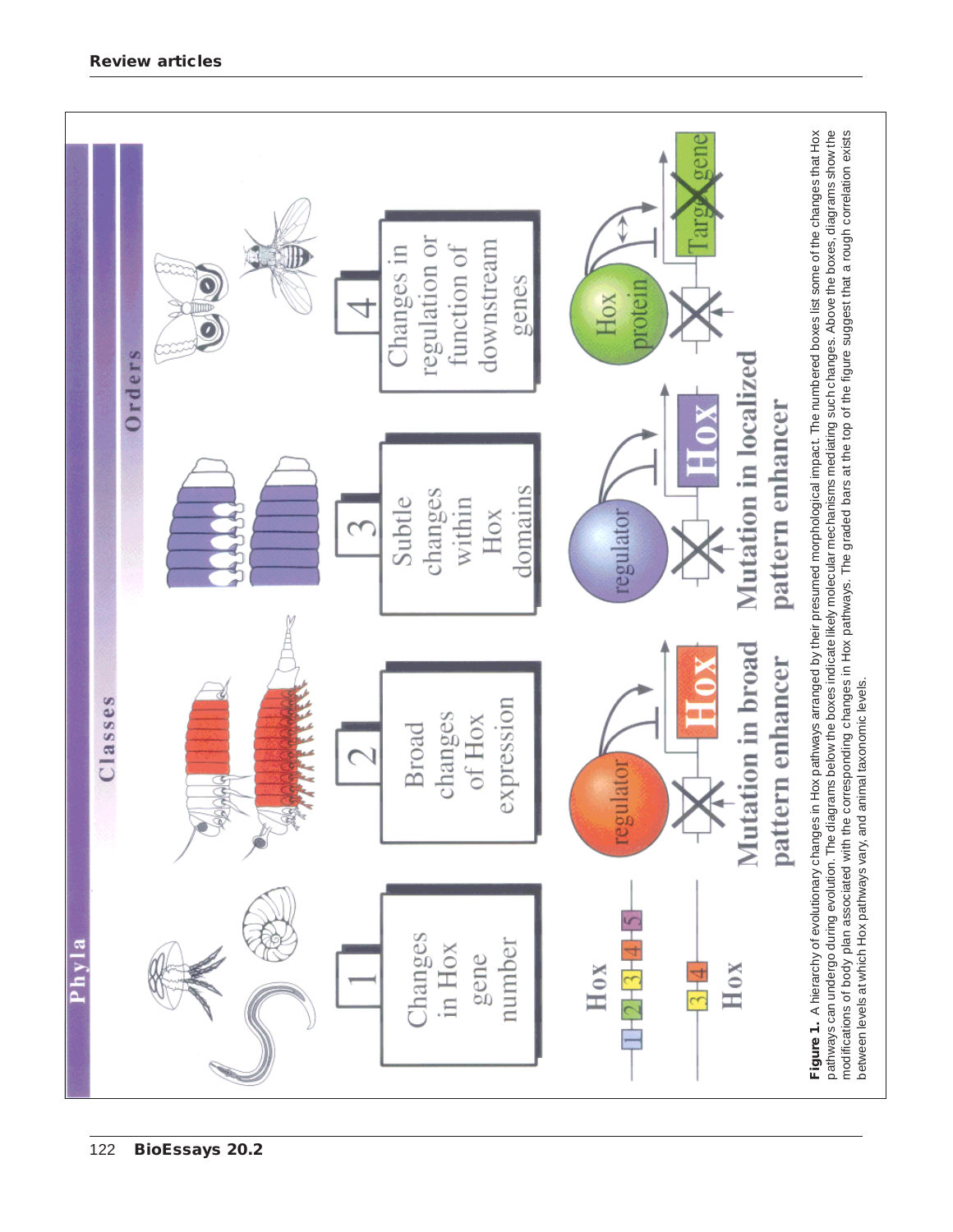Phyla

Classes

Orders

1 Changes in Hox gene number

2 Broad changes of Hox expression

3 Subtle changes within Hox domains

4 Changes in regulation or function of downstream genes

Hox

Hox

regulator

Hox

Mutation in broad pattern enhancer

regulator

Hox

Mutation in localized pattern enhancer

Hox protein

Target gene

**Figure 1.** A hierarchy of evolutionary changes in Hox pathways arranged by their presumed morphological impact. The numbered boxes list some of the changes that Hox pathways can undergo during evolution. The diagrams below the boxes indicate likely molecular mechanisms mediating such changes. Above the boxes, diagrams show the modifications of body plan associated with the corresponding changes in Hox pathways. The graded bars at the top of the figure suggest that a rough correlation exists between levels at which Hox pathways vary, and animal taxonomic levels.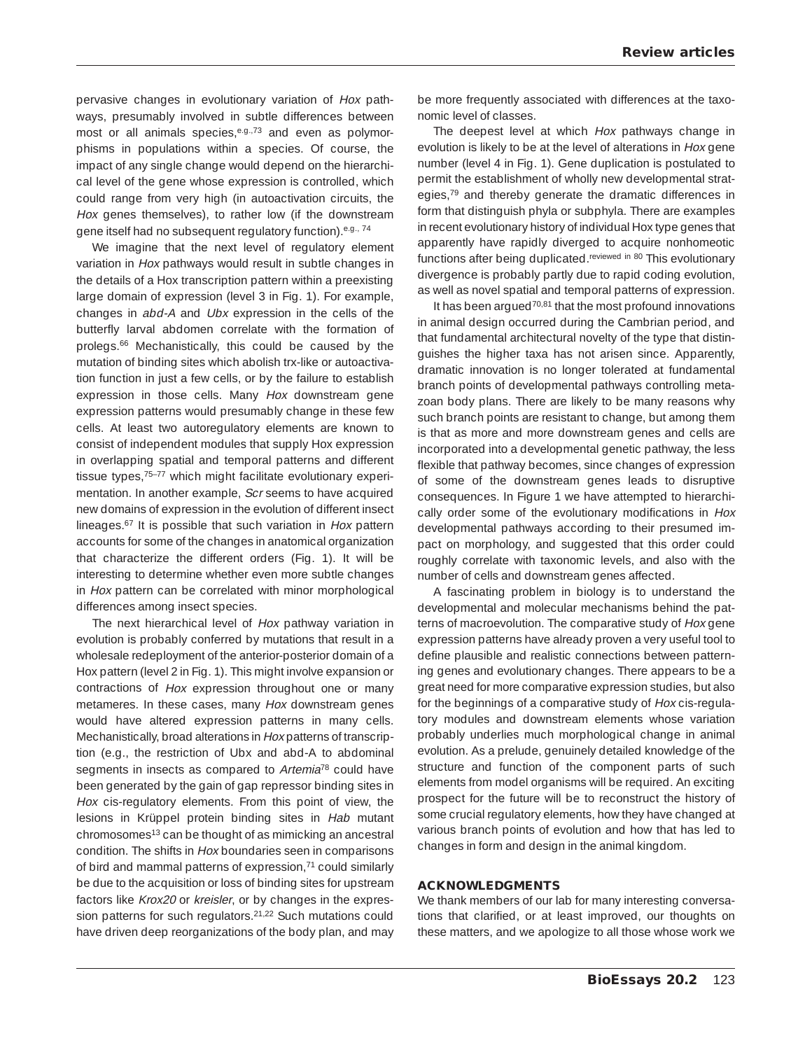pervasive changes in evolutionary variation of *Hox* pathways, presumably involved in subtle differences between most or all animals species,[e.g.,73] and even as polymorphisms in populations within a species. Of course, the impact of any single change would depend on the hierarchical level of the gene whose expression is controlled, which could range from very high (in autoactivation circuits, the *Hox* genes themselves), to rather low (if the downstream gene itself had no subsequent regulatory function).[e.g., 74]

We imagine that the next level of regulatory element variation in *Hox* pathways would result in subtle changes in the details of a Hox transcription pattern within a preexisting large domain of expression (level 3 in Fig. 1). For example, changes in *abd-A* and *Ubx* expression in the cells of the butterfly larval abdomen correlate with the formation of prolegs.[66] Mechanistically, this could be caused by the mutation of binding sites which abolish trx-like or autoactivation function in just a few cells, or by the failure to establish expression in those cells. Many *Hox* downstream gene expression patterns would presumably change in these few cells. At least two autoregulatory elements are known to consist of independent modules that supply Hox expression in overlapping spatial and temporal patterns and different tissue types,[75–77] which might facilitate evolutionary experimentation. In another example, *Scr* seems to have acquired new domains of expression in the evolution of different insect lineages.[67] It is possible that such variation in *Hox* pattern accounts for some of the changes in anatomical organization that characterize the different orders (Fig. 1). It will be interesting to determine whether even more subtle changes in *Hox* pattern can be correlated with minor morphological differences among insect species.

The next hierarchical level of *Hox* pathway variation in evolution is probably conferred by mutations that result in a wholesale redeployment of the anterior-posterior domain of a Hox pattern (level 2 in Fig. 1). This might involve expansion or contractions of *Hox* expression throughout one or many metameres. In these cases, many *Hox* downstream genes would have altered expression patterns in many cells. Mechanistically, broad alterations in *Hox* patterns of transcription (e.g., the restriction of Ubx and abd-A to abdominal segments in insects as compared to *Artemia*[78] could have been generated by the gain of gap repressor binding sites in *Hox* cis-regulatory elements. From this point of view, the lesions in Krüppel protein binding sites in *Hab* mutant chromosomes[13] can be thought of as mimicking an ancestral condition. The shifts in *Hox* boundaries seen in comparisons of bird and mammal patterns of expression,[71] could similarly be due to the acquisition or loss of binding sites for upstream factors like *Krox20* or *kreisler*, or by changes in the expression patterns for such regulators.[21,22] Such mutations could have driven deep reorganizations of the body plan, and may be more frequently associated with differences at the taxonomic level of classes.

The deepest level at which *Hox* pathways change in evolution is likely to be at the level of alterations in *Hox* gene number (level 4 in Fig. 1). Gene duplication is postulated to permit the establishment of wholly new developmental strategies,[79] and thereby generate the dramatic differences in form that distinguish phyla or subphyla. There are examples in recent evolutionary history of individual Hox type genes that apparently have rapidly diverged to acquire nonhomeotic functions after being duplicated.[reviewed in 80] This evolutionary divergence is probably partly due to rapid coding evolution, as well as novel spatial and temporal patterns of expression.

It has been argued[70,81] that the most profound innovations in animal design occurred during the Cambrian period, and that fundamental architectural novelty of the type that distinguishes the higher taxa has not arisen since. Apparently, dramatic innovation is no longer tolerated at fundamental branch points of developmental pathways controlling metazoan body plans. There are likely to be many reasons why such branch points are resistant to change, but among them is that as more and more downstream genes and cells are incorporated into a developmental genetic pathway, the less flexible that pathway becomes, since changes of expression of some of the downstream genes leads to disruptive consequences. In Figure 1 we have attempted to hierarchically order some of the evolutionary modifications in *Hox* developmental pathways according to their presumed impact on morphology, and suggested that this order could roughly correlate with taxonomic levels, and also with the number of cells and downstream genes affected.

A fascinating problem in biology is to understand the developmental and molecular mechanisms behind the patterns of macroevolution. The comparative study of *Hox* gene expression patterns have already proven a very useful tool to define plausible and realistic connections between patterning genes and evolutionary changes. There appears to be a great need for more comparative expression studies, but also for the beginnings of a comparative study of *Hox* cis-regulatory modules and downstream elements whose variation probably underlies much morphological change in animal evolution. As a prelude, genuinely detailed knowledge of the structure and function of the component parts of such elements from model organisms will be required. An exciting prospect for the future will be to reconstruct the history of some crucial regulatory elements, how they have changed at various branch points of evolution and how that has led to changes in form and design in the animal kingdom.

## ACKNOWLEDGMENTS

We thank members of our lab for many interesting conversations that clarified, or at least improved, our thoughts on these matters, and we apologize to all those whose work we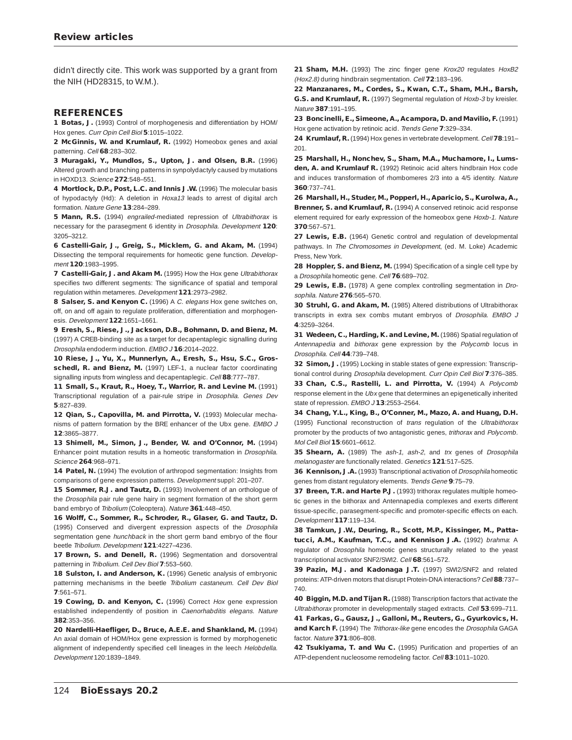didn't directly cite. This work was supported by a grant from the NIH (HD28315, to W.M.).

## REFERENCES

**1 Botas, J.** (1993) Control of morphogenesis and differentiation by HOM/Hox genes. *Curr Opin Cell Biol* **5**:1015–1022.

**2 McGinnis, W. and Krumlauf, R.** (1992) Homeobox genes and axial patterning. *Cell* **68**:283–302.

**3 Muragaki, Y., Mundlos, S., Upton, J. and Olsen, B.R.** (1996) Altered growth and branching patterns in synpolydactyly caused by mutations in HOXD13. *Science* **272**:548–551.

**4 Mortlock, D.P., Post, L.C. and Innis J.W.** (1996) The molecular basis of hypodactyly (Hd): A deletion in *Hoxa13* leads to arrest of digital arch formation. *Nature Gene* **13**:284–289.

**5 Mann, R.S.** (1994) *engrailed*-mediated repression of *Ultrabithorax* is necessary for the parasegment 6 identity in *Drosophila. Development* **120**: 3205–3212.

**6 Castelli-Gair, J., Greig, S., Micklem, G. and Akam, M.** (1994) Dissecting the temporal requirements for homeotic gene function. *Development* **120**:1983–1995.

**7 Castelli-Gair, J. and Akam M.** (1995) How the Hox gene *Ultrabithorax* specifies two different segments: The significance of spatial and temporal regulation within metameres. *Development* **121**:2973–2982.

**8 Salser, S. and Kenyon C.** (1996) A *C. elegans* Hox gene switches on, off, on and off again to regulate proliferation, differentiation and morphogenesis. *Development* **122**:1651–1661.

**9 Eresh, S., Riese, J., Jackson, D.B., Bohmann, D. and Bienz, M.** (1997) A CREB-binding site as a target for decapentaplegic signalling during *Drosophila* endoderm induction. *EMBO J* **16**:2014–2022.

**10 Riese, J., Yu, X., Munnerlyn, A., Eresh, S., Hsu, S.C., Grosschedl, R. and Bienz, M.** (1997) LEF-1, a nuclear factor coordinating signalling inputs from wingless and decapentaplegic. *Cell* **88**:777–787.

**11 Small, S., Kraut, R., Hoey, T., Warrior, R. and Levine M.** (1991) Transcriptional regulation of a pair-rule stripe in *Drosophila. Genes Dev* **5**:827–839.

**12 Qian, S., Capovilla, M. and Pirrotta, V.** (1993) Molecular mechanisms of pattern formation by the BRE enhancer of the Ubx gene. *EMBO J* **12**:3865–3877.

**13 Shimell, M., Simon, J., Bender, W. and O'Connor, M.** (1994) Enhancer point mutation results in a homeotic transformation in *Drosophila*. *Science* **264**:968–971.

**14 Patel, N.** (1994) The evolution of arthropod segmentation: Insights from comparisons of gene expression patterns. *Development* suppl: 201–207.

**15 Sommer, R.J. and Tautz, D.** (1993) Involvement of an orthologue of the *Drosophila* pair rule gene hairy in segment formation of the short germ band embryo of *Tribolium* (Coleoptera). *Nature* **361**:448–450.

**16 Wolff, C., Sommer, R., Schroder, R., Glaser, G. and Tautz, D.** (1995) Conserved and divergent expression aspects of the *Drosophila* segmentation gene *hunchback* in the short germ band embryo of the flour beetle *Tribolium. Development* **121**:4227–4236.

**17 Brown, S. and Denell, R.** (1996) Segmentation and dorsoventral patterning in *Tribolium. Cell Dev Biol* **7**:553–560.

**18 Sulston, I. and Anderson, K.** (1996) Genetic analysis of embryonic patterning mechanisms in the beetle *Tribolium castaneum. Cell Dev Biol* **7**:561–571.

**19 Cowing, D. and Kenyon, C.** (1996) Correct *Hox* gene expression established independently of position in *Caenorhabditis elegans. Nature* **382**:353–356.

**20 Nardelli-Haefliger, D., Bruce, A.E.E. and Shankland, M.** (1994) An axial domain of HOM/Hox gene expression is formed by morphogenetic alignment of independently specified cell lineages in the leech *Helobdella. Development* 120:1839–1849.

**21 Sham, M.H.** (1993) The zinc finger gene *Krox20* regulates *HoxB2 (Hox2.8)* during hindbrain segmentation. *Cell* **72**:183–196.

**22 Manzanares, M., Cordes, S., Kwan, C.T., Sham, M.H., Barsh, G.S. and Krumlauf, R.** (1997) Segmental regulation of *Hoxb-3* by kreisler. *Nature* **387**:191–195.

**23 Boncinelli, E., Simeone, A., Acampora, D. and Mavilio, F.** (1991) Hox gene activation by retinoic acid. *Trends Gene* **7**:329–334.

**24 Krumlauf, R.** (1994) Hox genes in vertebrate development. *Cell* **78**:191–201.

**25 Marshall, H., Nonchev, S., Sham, M.A., Muchamore, I., Lumsden, A. and Krumlauf R.** (1992) Retinoic acid alters hindbrain Hox code and induces transformation of rhombomeres 2/3 into a 4/5 identity. *Nature* **360**:737–741.

**26 Marshall, H., Studer, M., Popperl, H., Aparicio, S., Kurolwa, A., Brenner, S. and Krumlauf, R.** (1994) A conserved retinoic acid response element required for early expression of the homeobox gene *Hoxb-1. Nature* **370**:567–571.

**27 Lewis, E.B.** (1964) Genetic control and regulation of developmental pathways. In *The Chromosomes in Development*, (ed. M. Loke) Academic Press, New York.

**28 Hoppler, S. and Bienz, M.** (1994) Specification of a single cell type by a *Drosophila* homeotic gene. *Cell* **76**:689–702.

**29 Lewis, E.B.** (1978) A gene complex controlling segmentation in *Drosophila. Nature* **276**:565–570.

**30 Struhl, G. and Akam, M.** (1985) Altered distributions of Ultrabithorax transcripts in extra sex combs mutant embryos of *Drosophila. EMBO J* **4**:3259–3264.

**31 Wedeen, C., Harding, K. and Levine, M.** (1986) Spatial regulation of *Antennapedia* and *bithorax* gene expression by the *Polycomb* locus in *Drosophila. Cell* **44**:739–748.

**32 Simon, J.** (1995) Locking in stable states of gene expression: Transcriptional control during *Drosophila* development. *Curr Opin Cell Biol* **7**:376–385.

**33 Chan, C.S., Rastelli, L. and Pirrotta, V.** (1994) A *Polycomb* response element in the *Ubx* gene that determines an epigenetically inherited state of repression. *EMBO J* **13**:2553–2564.

**34 Chang, Y.L., King, B., O'Conner, M., Mazo, A. and Huang, D.H.** (1995) Functional reconstruction of *trans* regulation of the *Ultrabithorax* promoter by the products of two antagonistic genes, *trithorax* and *Polycomb*. *Mol Cell Biol* **15**:6601–6612.

**35 Shearn, A.** (1989) The *ash-1, ash-2*, and *trx* genes of *Drosophila melanogaster* are functionally related. *Genetics* **121**:517–525.

**36 Kennison, J.A.** (1993) Transcriptional activation of *Drosophila* homeotic genes from distant regulatory elements. *Trends Gene* **9**:75–79.

**37 Breen, T.R. and Harte P.J.** (1993) trithorax regulates multiple homeotic genes in the bithorax and Antennapedia complexes and exerts different tissue-specific, parasegment-specific and promoter-specific effects on each. *Development* **117**:119–134.

**38 Tamkun, J.W., Deuring, R., Scott, M.P., Kissinger, M., Pattatucci, A.M., Kaufman, T.C., and Kennison J.A.** (1992) *brahma*: A regulator of *Drosophila* homeotic genes structurally related to the yeast transcriptional activator SNF2/SWI2. *Cell* **68**:561–572.

**39 Pazin, M.J. and Kadonaga J.T.** (1997) SWI2/SNF2 and related proteins: ATP-driven motors that disrupt Protein-DNA interactions? *Cell* **88**:737–740.

**40 Biggin, M.D. and Tijan R.** (1988) Transcription factors that activate the *Ultrabithorax* promoter in developmentally staged extracts. *Cell* **53**:699–711.

**41 Farkas, G., Gausz, J., Galloni, M., Reuters, G., Gyurkovics, H. and Karch F.** (1994) The *Trithorax-like* gene encodes the *Drosophila* GAGA factor. *Nature* **371**:806–808.

**42 Tsukiyama, T. and Wu C.** (1995) Purification and properties of an ATP-dependent nucleosome remodeling factor. *Cell* **83**:1011–1020.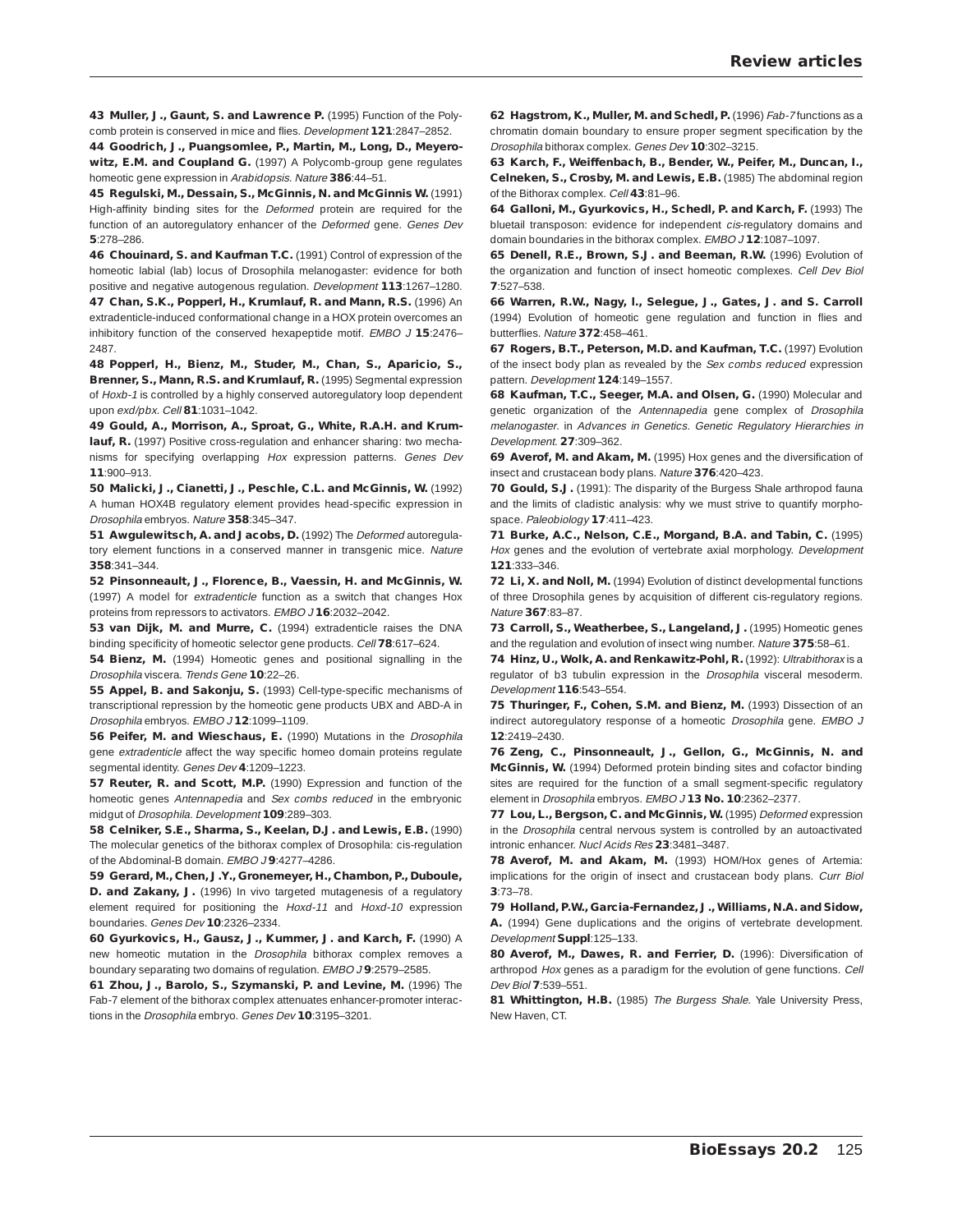**43 Muller, J., Gaunt, S. and Lawrence P.** (1995) Function of the Polycomb protein is conserved in mice and flies. *Development* **121**:2847–2852.

**44 Goodrich, J., Puangsomlee, P., Martin, M., Long, D., Meyerowitz, E.M. and Coupland G.** (1997) A Polycomb-group gene regulates homeotic gene expression in *Arabidopsis*. *Nature* **386**:44–51.

**45 Regulski, M., Dessain, S., McGinnis, N. and McGinnis W.** (1991) High-affinity binding sites for the *Deformed* protein are required for the function of an autoregulatory enhancer of the *Deformed* gene. *Genes Dev* **5**:278–286.

**46 Chouinard, S. and Kaufman T.C.** (1991) Control of expression of the homeotic labial (lab) locus of Drosophila melanogaster: evidence for both positive and negative autogenous regulation. *Development* **113**:1267–1280.

**47 Chan, S.K., Popperl, H., Krumlauf, R. and Mann, R.S.** (1996) An extradenticle-induced conformational change in a HOX protein overcomes an inhibitory function of the conserved hexapeptide motif. *EMBO J* **15**:2476–2487.

**48 Popperl, H., Bienz, M., Studer, M., Chan, S., Aparicio, S., Brenner, S., Mann, R.S. and Krumlauf, R.** (1995) Segmental expression of *Hoxb-1* is controlled by a highly conserved autoregulatory loop dependent upon *exd/pbx*. *Cell* **81**:1031–1042.

**49 Gould, A., Morrison, A., Sproat, G., White, R.A.H. and Krumlauf, R.** (1997) Positive cross-regulation and enhancer sharing: two mechanisms for specifying overlapping *Hox* expression patterns. *Genes Dev* **11**:900–913.

**50 Malicki, J., Cianetti, J., Peschle, C.L. and McGinnis, W.** (1992) A human HOX4B regulatory element provides head-specific expression in *Drosophila* embryos. *Nature* **358**:345–347.

**51 Awgulewitsch, A. and Jacobs, D.** (1992) The *Deformed* autoregulatory element functions in a conserved manner in transgenic mice. *Nature* **358**:341–344.

**52 Pinsonneault, J., Florence, B., Vaessin, H. and McGinnis, W.** (1997) A model for *extradenticle* function as a switch that changes Hox proteins from repressors to activators. *EMBO J* **16**:2032–2042.

**53 van Dijk, M. and Murre, C.** (1994) extradenticle raises the DNA binding specificity of homeotic selector gene products. *Cell* **78**:617–624.

**54 Bienz, M.** (1994) Homeotic genes and positional signalling in the *Drosophila* viscera. *Trends Gene* **10**:22–26.

**55 Appel, B. and Sakonju, S.** (1993) Cell-type-specific mechanisms of transcriptional repression by the homeotic gene products UBX and ABD-A in *Drosophila* embryos. *EMBO J* **12**:1099–1109.

**56 Peifer, M. and Wieschaus, E.** (1990) Mutations in the *Drosophila* gene *extradenticle* affect the way specific homeo domain proteins regulate segmental identity. *Genes Dev* **4**:1209–1223.

**57 Reuter, R. and Scott, M.P.** (1990) Expression and function of the homeotic genes *Antennapedia* and *Sex combs reduced* in the embryonic midgut of *Drosophila*. *Development* **109**:289–303.

**58 Celniker, S.E., Sharma, S., Keelan, D.J. and Lewis, E.B.** (1990) The molecular genetics of the bithorax complex of Drosophila: cis-regulation of the Abdominal-B domain. *EMBO J* **9**:4277–4286.

**59 Gerard, M., Chen, J.Y., Gronemeyer, H., Chambon, P., Duboule, D. and Zakany, J.** (1996) In vivo targeted mutagenesis of a regulatory element required for positioning the *Hoxd-11* and *Hoxd-10* expression boundaries. *Genes Dev* **10**:2326–2334.

**60 Gyurkovics, H., Gausz, J., Kummer, J. and Karch, F.** (1990) A new homeotic mutation in the *Drosophila* bithorax complex removes a boundary separating two domains of regulation. *EMBO J* **9**:2579–2585.

**61 Zhou, J., Barolo, S., Szymanski, P. and Levine, M.** (1996) The Fab-7 element of the bithorax complex attenuates enhancer-promoter interactions in the *Drosophila* embryo. *Genes Dev* **10**:3195–3201.

**62 Hagstrom, K., Muller, M. and Schedl, P.** (1996) *Fab-7* functions as a chromatin domain boundary to ensure proper segment specification by the *Drosophila* bithorax complex. *Genes Dev* **10**:302–3215.

**63 Karch, F., Weiffenbach, B., Bender, W., Peifer, M., Duncan, I., Celneken, S., Crosby, M. and Lewis, E.B.** (1985) The abdominal region of the Bithorax complex. *Cell* **43**:81–96.

**64 Galloni, M., Gyurkovics, H., Schedl, P. and Karch, F.** (1993) The bluetail transposon: evidence for independent *cis*-regulatory domains and domain boundaries in the bithorax complex. *EMBO J* **12**:1087–1097.

**65 Denell, R.E., Brown, S.J. and Beeman, R.W.** (1996) Evolution of the organization and function of insect homeotic complexes. *Cell Dev Biol* **7**:527–538.

**66 Warren, R.W., Nagy, l., Selegue, J., Gates, J. and S. Carroll** (1994) Evolution of homeotic gene regulation and function in flies and butterflies. *Nature* **372**:458–461.

**67 Rogers, B.T., Peterson, M.D. and Kaufman, T.C.** (1997) Evolution of the insect body plan as revealed by the *Sex combs reduced* expression pattern. *Development* **124**:149–1557.

**68 Kaufman, T.C., Seeger, M.A. and Olsen, G.** (1990) Molecular and genetic organization of the *Antennapedia* gene complex of *Drosophila melanogaster*. in *Advances in Genetics. Genetic Regulatory Hierarchies in Development.* **27**:309–362.

**69 Averof, M. and Akam, M.** (1995) Hox genes and the diversification of insect and crustacean body plans. *Nature* **376**:420–423.

**70 Gould, S.J.** (1991): The disparity of the Burgess Shale arthropod fauna and the limits of cladistic analysis: why we must strive to quantify morphospace. *Paleobiology* **17**:411–423.

**71 Burke, A.C., Nelson, C.E., Morgand, B.A. and Tabin, C.** (1995) *Hox* genes and the evolution of vertebrate axial morphology. *Development* **121**:333–346.

**72 Li, X. and Noll, M.** (1994) Evolution of distinct developmental functions of three Drosophila genes by acquisition of different cis-regulatory regions. *Nature* **367**:83–87.

**73 Carroll, S., Weatherbee, S., Langeland, J.** (1995) Homeotic genes and the regulation and evolution of insect wing number. *Nature* **375**:58–61.

**74 Hinz, U., Wolk, A. and Renkawitz-Pohl, R.** (1992): *Ultrabithorax* is a regulator of b3 tubulin expression in the *Drosophila* visceral mesoderm. *Development* **116**:543–554.

**75 Thuringer, F., Cohen, S.M. and Bienz, M.** (1993) Dissection of an indirect autoregulatory response of a homeotic *Drosophila* gene. *EMBO J* **12**:2419–2430.

**76 Zeng, C., Pinsonneault, J., Gellon, G., McGinnis, N. and McGinnis, W.** (1994) Deformed protein binding sites and cofactor binding sites are required for the function of a small segment-specific regulatory element in *Drosophila* embryos. *EMBO J* **13 No. 10**:2362–2377.

**77 Lou, L., Bergson, C. and McGinnis, W.** (1995) *Deformed* expression in the *Drosophila* central nervous system is controlled by an autoactivated intronic enhancer. *Nucl Acids Res* **23**:3481–3487.

**78 Averof, M. and Akam, M.** (1993) HOM/Hox genes of Artemia: implications for the origin of insect and crustacean body plans. *Curr Biol* **3**:73–78.

**79 Holland, P.W., Garcia-Fernandez, J., Williams, N.A. and Sidow, A.** (1994) Gene duplications and the origins of vertebrate development. *Development* **Suppl**:125–133.

**80 Averof, M., Dawes, R. and Ferrier, D.** (1996): Diversification of arthropod *Hox* genes as a paradigm for the evolution of gene functions. *Cell Dev Biol* **7**:539–551.

**81 Whittington, H.B.** (1985) *The Burgess Shale.* Yale University Press, New Haven, CT.